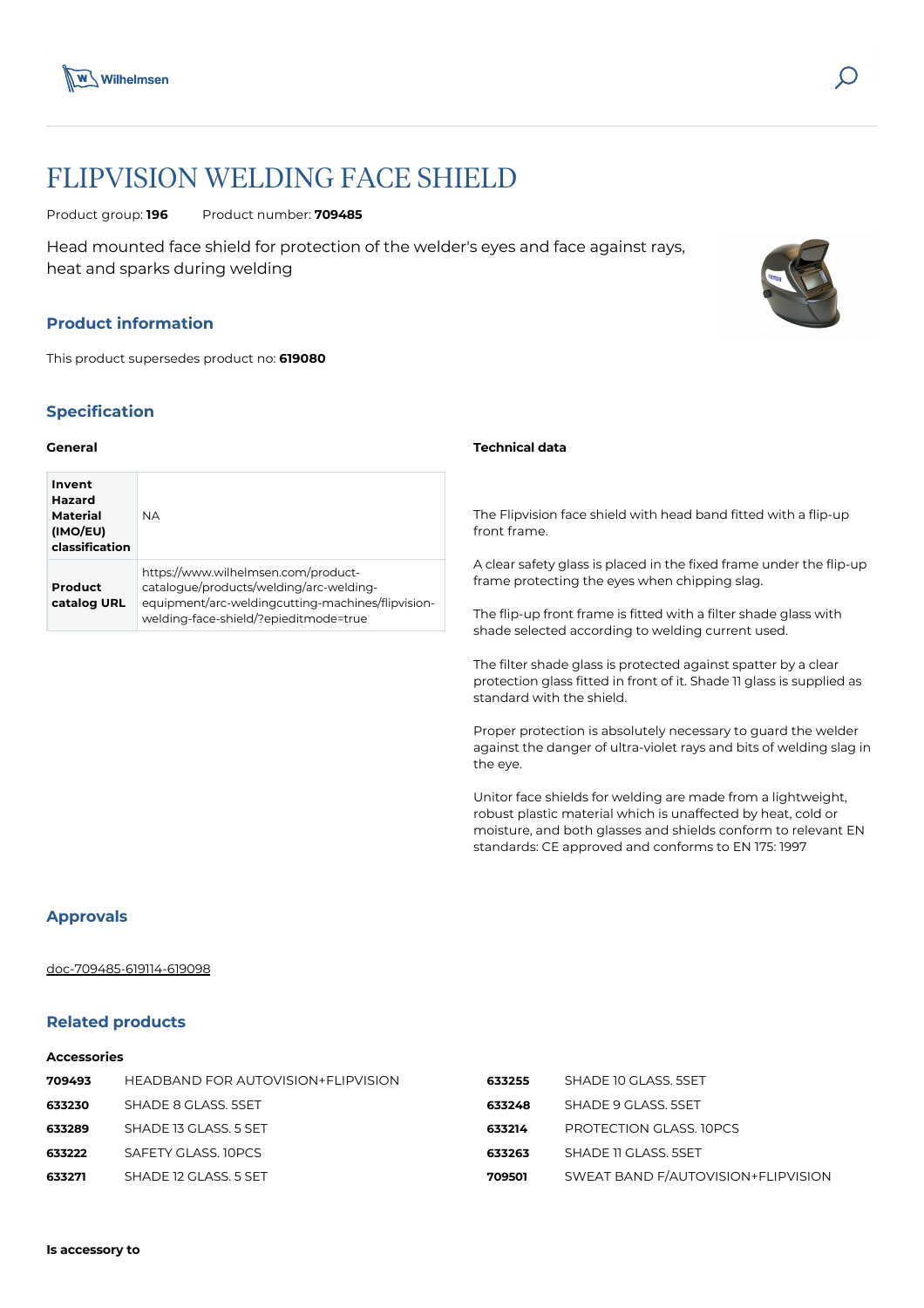# FLIPVISION WELDING FACE SHIELD

Product group: **196** Product number: **709485**

Head mounted face shield for protection of the welder's eyes and face against rays, heat and sparks during welding

## Product information

This product supersedes product no: **619080**

## Specification

### General

| | |
|---|---|
| **Invent Hazard Material (IMO/EU) classification** | NA |
| **Product catalog URL** | https://www.wilhelmsen.com/product-catalogue/products/welding/arc-welding-equipment/arc-weldingcutting-machines/flipvision-welding-face-shield/?epieditmode=true |

### Technical data

The Flipvision face shield with head band fitted with a flip-up front frame.

A clear safety glass is placed in the fixed frame under the flip-up frame protecting the eyes when chipping slag.

The flip-up front frame is fitted with a filter shade glass with shade selected according to welding current used.

The filter shade glass is protected against spatter by a clear protection glass fitted in front of it. Shade 11 glass is supplied as standard with the shield.

Proper protection is absolutely necessary to guard the welder against the danger of ultra-violet rays and bits of welding slag in the eye.

Unitor face shields for welding are made from a lightweight, robust plastic material which is unaffected by heat, cold or moisture, and both glasses and shields conform to relevant EN standards: CE approved and conforms to EN 175: 1997

## Approvals

doc-709485-619114-619098

## Related products

### Accessories

| | |
|---|---|
| **709493** | HEADBAND FOR AUTOVISION+FLIPVISION |
| **633230** | SHADE 8 GLASS. 5SET |
| **633289** | SHADE 13 GLASS. 5 SET |
| **633222** | SAFETY GLASS. 10PCS |
| **633271** | SHADE 12 GLASS. 5 SET |
| **633255** | SHADE 10 GLASS. 5SET |
| **633248** | SHADE 9 GLASS. 5SET |
| **633214** | PROTECTION GLASS. 10PCS |
| **633263** | SHADE 11 GLASS. 5SET |
| **709501** | SWEAT BAND F/AUTOVISION+FLIPVISION |

### Is accessory to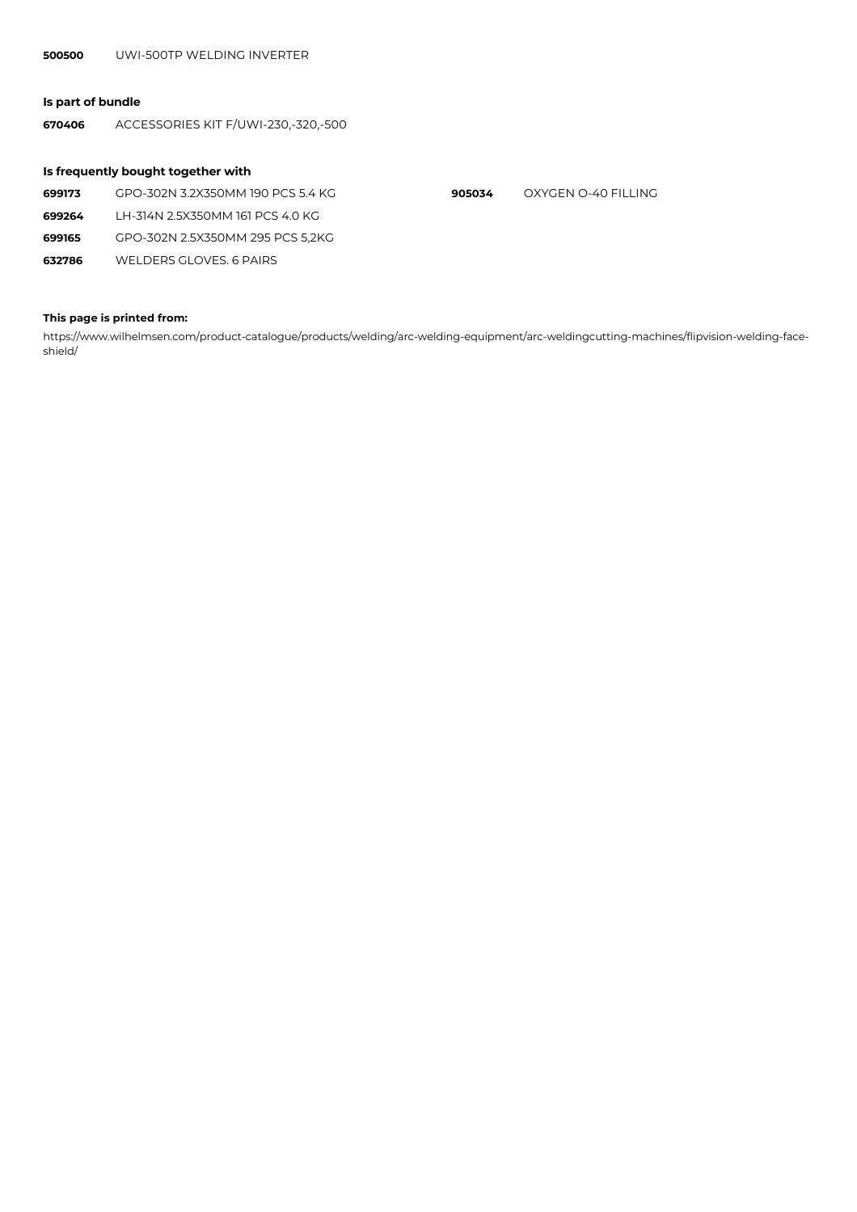**500500** UWI-500TP WELDING INVERTER

**Is part of bundle**

**670406** ACCESSORIES KIT F/UWI-230,-320,-500

**Is frequently bought together with**

**699173** GPO-302N 3.2X350MM 190 PCS 5.4 KG

**699264** LH-314N 2.5X350MM 161 PCS 4.0 KG

**699165** GPO-302N 2.5X350MM 295 PCS 5,2KG

**632786** WELDERS GLOVES. 6 PAIRS

**905034** OXYGEN O-40 FILLING

**This page is printed from:**

https://www.wilhelmsen.com/product-catalogue/products/welding/arc-welding-equipment/arc-weldingcutting-machines/flipvision-welding-face-shield/